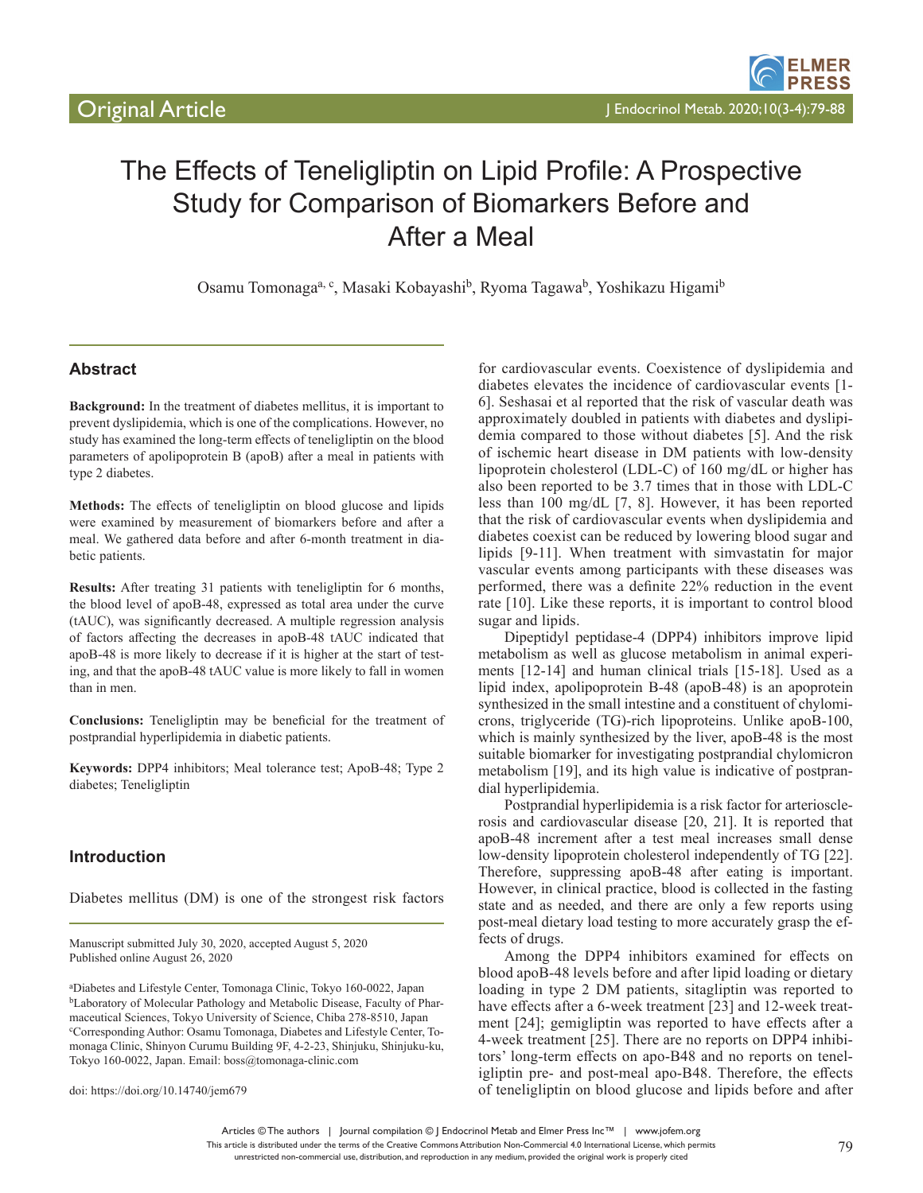# The Effects of Teneligliptin on Lipid Profile: A Prospective Study for Comparison of Biomarkers Before and After a Meal

Osamu Tomonaga[a, c], Masaki Kobayashi[b], Ryoma Tagawa[b], Yoshikazu Higami[b]

## Abstract

**Background:** In the treatment of diabetes mellitus, it is important to prevent dyslipidemia, which is one of the complications. However, no study has examined the long-term effects of teneligliptin on the blood parameters of apolipoprotein B (apoB) after a meal in patients with type 2 diabetes.

**Methods:** The effects of teneligliptin on blood glucose and lipids were examined by measurement of biomarkers before and after a meal. We gathered data before and after 6-month treatment in diabetic patients.

**Results:** After treating 31 patients with teneligliptin for 6 months, the blood level of apoB-48, expressed as total area under the curve (tAUC), was significantly decreased. A multiple regression analysis of factors affecting the decreases in apoB-48 tAUC indicated that apoB-48 is more likely to decrease if it is higher at the start of testing, and that the apoB-48 tAUC value is more likely to fall in women than in men.

**Conclusions:** Teneligliptin may be beneficial for the treatment of postprandial hyperlipidemia in diabetic patients.

**Keywords:** DPP4 inhibitors; Meal tolerance test; ApoB-48; Type 2 diabetes; Teneligliptin

## Introduction

Diabetes mellitus (DM) is one of the strongest risk factors for cardiovascular events. Coexistence of dyslipidemia and diabetes elevates the incidence of cardiovascular events [1-6]. Seshasai et al reported that the risk of vascular death was approximately doubled in patients with diabetes and dyslipidemia compared to those without diabetes [5]. And the risk of ischemic heart disease in DM patients with low-density lipoprotein cholesterol (LDL-C) of 160 mg/dL or higher has also been reported to be 3.7 times that in those with LDL-C less than 100 mg/dL [7, 8]. However, it has been reported that the risk of cardiovascular events when dyslipidemia and diabetes coexist can be reduced by lowering blood sugar and lipids [9-11]. When treatment with simvastatin for major vascular events among participants with these diseases was performed, there was a definite 22% reduction in the event rate [10]. Like these reports, it is important to control blood sugar and lipids.

Dipeptidyl peptidase-4 (DPP4) inhibitors improve lipid metabolism as well as glucose metabolism in animal experiments [12-14] and human clinical trials [15-18]. Used as a lipid index, apolipoprotein B-48 (apoB-48) is an apoprotein synthesized in the small intestine and a constituent of chylomicrons, triglyceride (TG)-rich lipoproteins. Unlike apoB-100, which is mainly synthesized by the liver, apoB-48 is the most suitable biomarker for investigating postprandial chylomicron metabolism [19], and its high value is indicative of postprandial hyperlipidemia.

Postprandial hyperlipidemia is a risk factor for arteriosclerosis and cardiovascular disease [20, 21]. It is reported that apoB-48 increment after a test meal increases small dense low-density lipoprotein cholesterol independently of TG [22]. Therefore, suppressing apoB-48 after eating is important. However, in clinical practice, blood is collected in the fasting state and as needed, and there are only a few reports using post-meal dietary load testing to more accurately grasp the effects of drugs.

Among the DPP4 inhibitors examined for effects on blood apoB-48 levels before and after lipid loading or dietary loading in type 2 DM patients, sitagliptin was reported to have effects after a 6-week treatment [23] and 12-week treatment [24]; gemigliptin was reported to have effects after a 4-week treatment [25]. There are no reports on DPP4 inhibitors' long-term effects on apo-B48 and no reports on teneligliptin pre- and post-meal apo-B48. Therefore, the effects of teneligliptin on blood glucose and lipids before and after

---

Manuscript submitted July 30, 2020, accepted August 5, 2020
Published online August 26, 2020

[a]Diabetes and Lifestyle Center, Tomonaga Clinic, Tokyo 160-0022, Japan
[b]Laboratory of Molecular Pathology and Metabolic Disease, Faculty of Pharmaceutical Sciences, Tokyo University of Science, Chiba 278-8510, Japan
[c]Corresponding Author: Osamu Tomonaga, Diabetes and Lifestyle Center, Tomonaga Clinic, Shinyon Curumu Building 9F, 4-2-23, Shinjuku, Shinjuku-ku, Tokyo 160-0022, Japan. Email: boss@tomonaga-clinic.com

doi: https://doi.org/10.14740/jem679

Articles © The authors | Journal compilation © J Endocrinol Metab and Elmer Press Inc™ | www.jofem.org
This article is distributed under the terms of the Creative Commons Attribution Non-Commercial 4.0 International License, which permits unrestricted non-commercial use, distribution, and reproduction in any medium, provided the original work is properly cited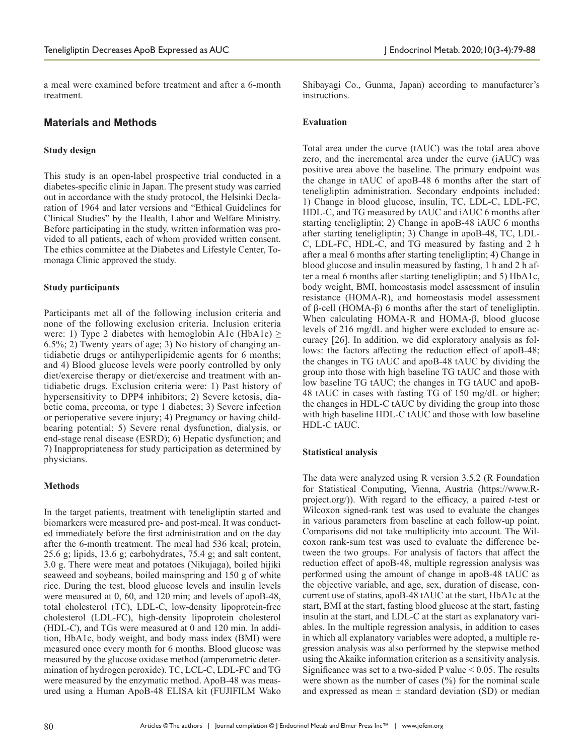a meal were examined before treatment and after a 6-month treatment.

## Materials and Methods

### Study design

This study is an open-label prospective trial conducted in a diabetes-specific clinic in Japan. The present study was carried out in accordance with the study protocol, the Helsinki Declaration of 1964 and later versions and "Ethical Guidelines for Clinical Studies" by the Health, Labor and Welfare Ministry. Before participating in the study, written information was provided to all patients, each of whom provided written consent. The ethics committee at the Diabetes and Lifestyle Center, Tomonaga Clinic approved the study.

### Study participants

Participants met all of the following inclusion criteria and none of the following exclusion criteria. Inclusion criteria were: 1) Type 2 diabetes with hemoglobin A1c (HbA1c) ≥ 6.5%; 2) Twenty years of age; 3) No history of changing antidiabetic drugs or antihyperlipidemic agents for 6 months; and 4) Blood glucose levels were poorly controlled by only diet/exercise therapy or diet/exercise and treatment with antidiabetic drugs. Exclusion criteria were: 1) Past history of hypersensitivity to DPP4 inhibitors; 2) Severe ketosis, diabetic coma, precoma, or type 1 diabetes; 3) Severe infection or perioperative severe injury; 4) Pregnancy or having childbearing potential; 5) Severe renal dysfunction, dialysis, or end-stage renal disease (ESRD); 6) Hepatic dysfunction; and 7) Inappropriateness for study participation as determined by physicians.

### Methods

In the target patients, treatment with teneligliptin started and biomarkers were measured pre- and post-meal. It was conducted immediately before the first administration and on the day after the 6-month treatment. The meal had 536 kcal; protein, 25.6 g; lipids, 13.6 g; carbohydrates, 75.4 g; and salt content, 3.0 g. There were meat and potatoes (Nikujaga), boiled hijiki seaweed and soybeans, boiled mainspring and 150 g of white rice. During the test, blood glucose levels and insulin levels were measured at 0, 60, and 120 min; and levels of apoB-48, total cholesterol (TC), LDL-C, low-density lipoprotein-free cholesterol (LDL-FC), high-density lipoprotein cholesterol (HDL-C), and TGs were measured at 0 and 120 min. In addition, HbA1c, body weight, and body mass index (BMI) were measured once every month for 6 months. Blood glucose was measured by the glucose oxidase method (amperometric determination of hydrogen peroxide). TC, LCL-C, LDL-FC and TG were measured by the enzymatic method. ApoB-48 was measured using a Human ApoB-48 ELISA kit (FUJIFILM Wako Shibayagi Co., Gunma, Japan) according to manufacturer's instructions.

### Evaluation

Total area under the curve (tAUC) was the total area above zero, and the incremental area under the curve (iAUC) was positive area above the baseline. The primary endpoint was the change in tAUC of apoB-48 6 months after the start of teneligliptin administration. Secondary endpoints included: 1) Change in blood glucose, insulin, TC, LDL-C, LDL-FC, HDL-C, and TG measured by tAUC and iAUC 6 months after starting teneligliptin; 2) Change in apoB-48 iAUC 6 months after starting teneligliptin; 3) Change in apoB-48, TC, LDL-C, LDL-FC, HDL-C, and TG measured by fasting and 2 h after a meal 6 months after starting teneligliptin; 4) Change in blood glucose and insulin measured by fasting, 1 h and 2 h after a meal 6 months after starting teneligliptin; and 5) HbA1c, body weight, BMI, homeostasis model assessment of insulin resistance (HOMA-R), and homeostasis model assessment of β-cell (HOMA-β) 6 months after the start of teneligliptin. When calculating HOMA-R and HOMA-β, blood glucose levels of 216 mg/dL and higher were excluded to ensure accuracy [26]. In addition, we did exploratory analysis as follows: the factors affecting the reduction effect of apoB-48; the changes in TG tAUC and apoB-48 tAUC by dividing the group into those with high baseline TG tAUC and those with low baseline TG tAUC; the changes in TG tAUC and apoB-48 tAUC in cases with fasting TG of 150 mg/dL or higher; the changes in HDL-C tAUC by dividing the group into those with high baseline HDL-C tAUC and those with low baseline HDL-C tAUC.

### Statistical analysis

The data were analyzed using R version 3.5.2 (R Foundation for Statistical Computing, Vienna, Austria (https://www.R-project.org/)). With regard to the efficacy, a paired *t*-test or Wilcoxon signed-rank test was used to evaluate the changes in various parameters from baseline at each follow-up point. Comparisons did not take multiplicity into account. The Wilcoxon rank-sum test was used to evaluate the difference between the two groups. For analysis of factors that affect the reduction effect of apoB-48, multiple regression analysis was performed using the amount of change in apoB-48 tAUC as the objective variable, and age, sex, duration of disease, concurrent use of statins, apoB-48 tAUC at the start, HbA1c at the start, BMI at the start, fasting blood glucose at the start, fasting insulin at the start, and LDL-C at the start as explanatory variables. In the multiple regression analysis, in addition to cases in which all explanatory variables were adopted, a multiple regression analysis was also performed by the stepwise method using the Akaike information criterion as a sensitivity analysis. Significance was set to a two-sided P value $< 0.05$. The results were shown as the number of cases (%) for the nominal scale and expressed as mean ± standard deviation (SD) or median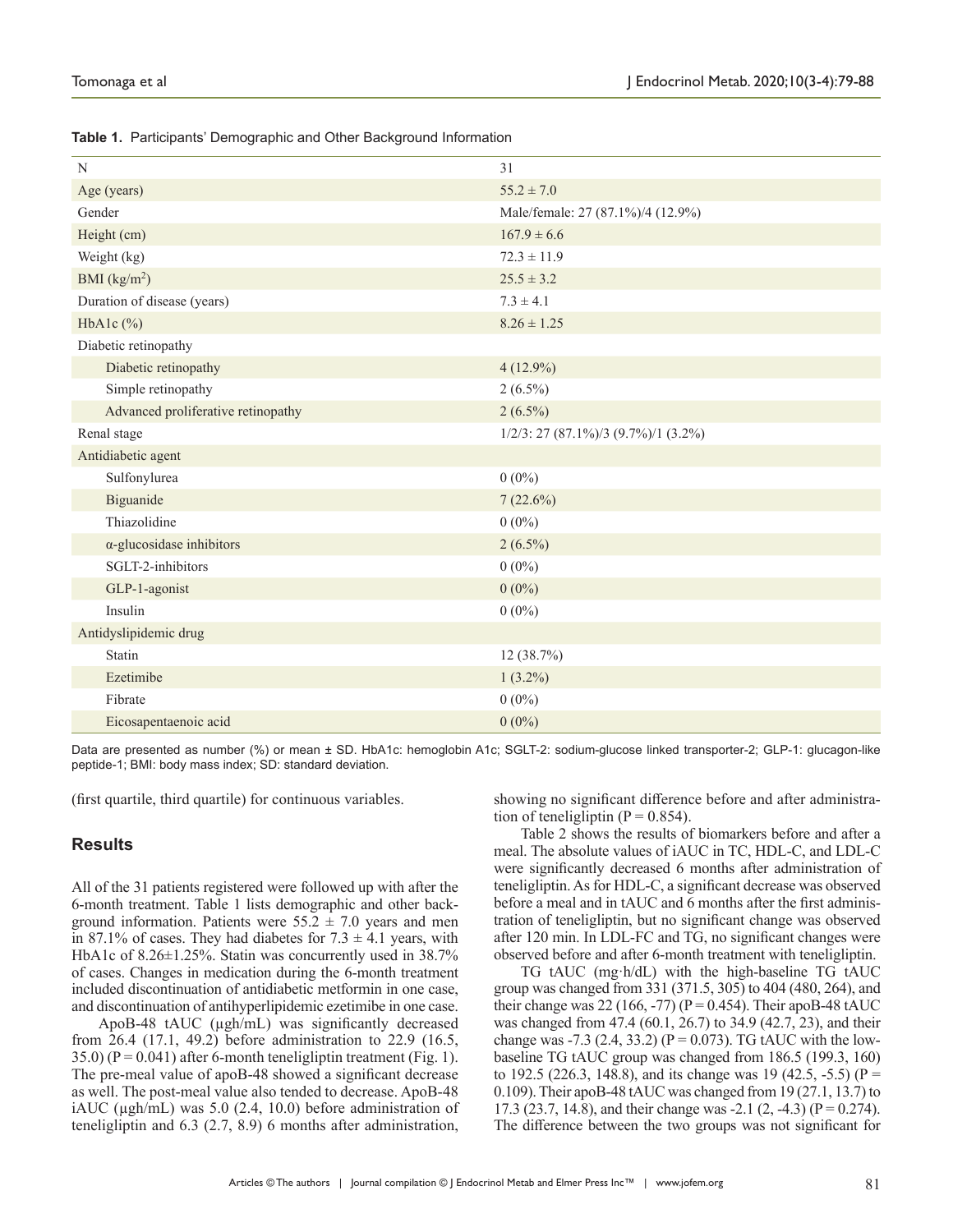**Table 1.** Participants' Demographic and Other Background Information

| | |
|---|---|
| N | 31 |
| Age (years) | 55.2 ± 7.0 |
| Gender | Male/female: 27 (87.1%)/4 (12.9%) |
| Height (cm) | 167.9 ± 6.6 |
| Weight (kg) | 72.3 ± 11.9 |
| BMI (kg/m$^2$) | 25.5 ± 3.2 |
| Duration of disease (years) | 7.3 ± 4.1 |
| HbA1c (%) | 8.26 ± 1.25 |
| Diabetic retinopathy | |
| Diabetic retinopathy | 4 (12.9%) |
| Simple retinopathy | 2 (6.5%) |
| Advanced proliferative retinopathy | 2 (6.5%) |
| Renal stage | 1/2/3: 27 (87.1%)/3 (9.7%)/1 (3.2%) |
| Antidiabetic agent | |
| Sulfonylurea | 0 (0%) |
| Biguanide | 7 (22.6%) |
| Thiazolidine | 0 (0%) |
| α-glucosidase inhibitors | 2 (6.5%) |
| SGLT-2-inhibitors | 0 (0%) |
| GLP-1-agonist | 0 (0%) |
| Insulin | 0 (0%) |
| Antidyslipidemic drug | |
| Statin | 12 (38.7%) |
| Ezetimibe | 1 (3.2%) |
| Fibrate | 0 (0%) |
| Eicosapentaenoic acid | 0 (0%) |

Data are presented as number (%) or mean ± SD. HbA1c: hemoglobin A1c; SGLT-2: sodium-glucose linked transporter-2; GLP-1: glucagon-like peptide-1; BMI: body mass index; SD: standard deviation.

(first quartile, third quartile) for continuous variables.

## Results

All of the 31 patients registered were followed up with after the 6-month treatment. Table 1 lists demographic and other background information. Patients were 55.2 ± 7.0 years and men in 87.1% of cases. They had diabetes for 7.3 ± 4.1 years, with HbA1c of 8.26±1.25%. Statin was concurrently used in 38.7% of cases. Changes in medication during the 6-month treatment included discontinuation of antidiabetic metformin in one case, and discontinuation of antihyperlipidemic ezetimibe in one case.

ApoB-48 tAUC (µgh/mL) was significantly decreased from 26.4 (17.1, 49.2) before administration to 22.9 (16.5, 35.0) (P = 0.041) after 6-month teneligliptin treatment (Fig. 1). The pre-meal value of apoB-48 showed a significant decrease as well. The post-meal value also tended to decrease. ApoB-48 iAUC (µgh/mL) was 5.0 (2.4, 10.0) before administration of teneligliptin and 6.3 (2.7, 8.9) 6 months after administration, showing no significant difference before and after administration of teneligliptin (P = 0.854).

Table 2 shows the results of biomarkers before and after a meal. The absolute values of iAUC in TC, HDL-C, and LDL-C were significantly decreased 6 months after administration of teneligliptin. As for HDL-C, a significant decrease was observed before a meal and in tAUC and 6 months after the first administration of teneligliptin, but no significant change was observed after 120 min. In LDL-FC and TG, no significant changes were observed before and after 6-month treatment with teneligliptin.

TG tAUC (mg·h/dL) with the high-baseline TG tAUC group was changed from 331 (371.5, 305) to 404 (480, 264), and their change was 22 (166, -77) (P = 0.454). Their apoB-48 tAUC was changed from 47.4 (60.1, 26.7) to 34.9 (42.7, 23), and their change was -7.3 (2.4, 33.2) (P = 0.073). TG tAUC with the low-baseline TG tAUC group was changed from 186.5 (199.3, 160) to 192.5 (226.3, 148.8), and its change was 19 (42.5, -5.5) (P = 0.109). Their apoB-48 tAUC was changed from 19 (27.1, 13.7) to 17.3 (23.7, 14.8), and their change was -2.1 (2, -4.3) (P = 0.274). The difference between the two groups was not significant for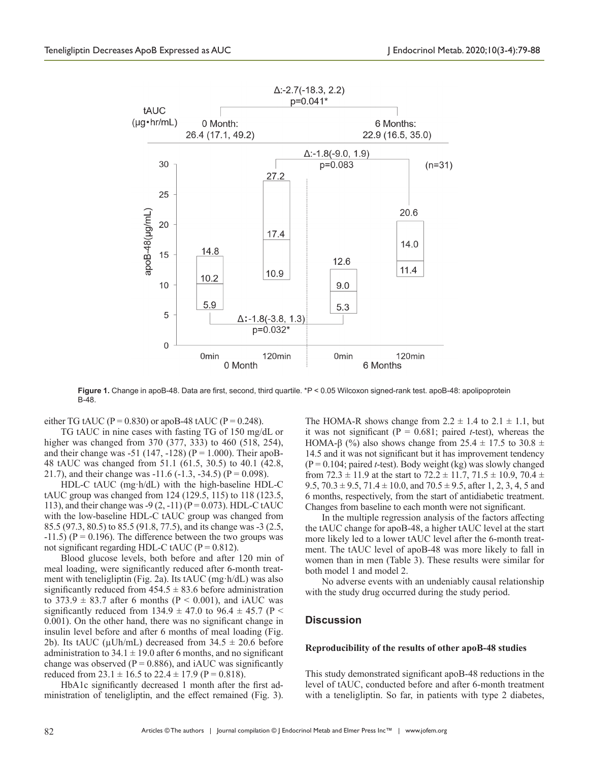Figure 1. Change in apoB-48. Data are first, second, third quartile. *P < 0.05 Wilcoxon signed-rank test. apoB-48: apolipoprotein B-48.

either TG tAUC (P = 0.830) or apoB-48 tAUC (P = 0.248).

TG tAUC in nine cases with fasting TG of 150 mg/dL or higher was changed from 370 (377, 333) to 460 (518, 254), and their change was -51 (147, -128) (P = 1.000). Their apoB-48 tAUC was changed from 51.1 (61.5, 30.5) to 40.1 (42.8, 21.7), and their change was -11.6 (-1.3, -34.5) (P = 0.098).

HDL-C tAUC (mg·h/dL) with the high-baseline HDL-C tAUC group was changed from 124 (129.5, 115) to 118 (123.5, 113), and their change was -9 (2, -11) (P = 0.073). HDL-C tAUC with the low-baseline HDL-C tAUC group was changed from 85.5 (97.3, 80.5) to 85.5 (91.8, 77.5), and its change was -3 (2.5, -11.5) (P = 0.196). The difference between the two groups was not significant regarding HDL-C tAUC (P = 0.812).

Blood glucose levels, both before and after 120 min of meal loading, were significantly reduced after 6-month treatment with teneligliptin (Fig. 2a). Its tAUC (mg·h/dL) was also significantly reduced from 454.5 ± 83.6 before administration to 373.9 ± 83.7 after 6 months (P < 0.001), and iAUC was significantly reduced from 134.9 ± 47.0 to 96.4 ± 45.7 (P < 0.001). On the other hand, there was no significant change in insulin level before and after 6 months of meal loading (Fig. 2b). Its tAUC (μUh/mL) decreased from 34.5 ± 20.6 before administration to 34.1 ± 19.0 after 6 months, and no significant change was observed (P = 0.886), and iAUC was significantly reduced from 23.1 ± 16.5 to 22.4 ± 17.9 (P = 0.818).

HbA1c significantly decreased 1 month after the first administration of teneligliptin, and the effect remained (Fig. 3). The HOMA-R shows change from 2.2 ± 1.4 to 2.1 ± 1.1, but it was not significant (P = 0.681; paired *t*-test), whereas the HOMA-β (%) also shows change from 25.4 ± 17.5 to 30.8 ± 14.5 and it was not significant but it has improvement tendency (P = 0.104; paired *t*-test). Body weight (kg) was slowly changed from 72.3 ± 11.9 at the start to 72.2 ± 11.7, 71.5 ± 10.9, 70.4 ± 9.5, 70.3 ± 9.5, 71.4 ± 10.0, and 70.5 ± 9.5, after 1, 2, 3, 4, 5 and 6 months, respectively, from the start of antidiabetic treatment. Changes from baseline to each month were not significant.

In the multiple regression analysis of the factors affecting the tAUC change for apoB-48, a higher tAUC level at the start more likely led to a lower tAUC level after the 6-month treatment. The tAUC level of apoB-48 was more likely to fall in women than in men (Table 3). These results were similar for both model 1 and model 2.

No adverse events with an undeniably causal relationship with the study drug occurred during the study period.

## Discussion

### Reproducibility of the results of other apoB-48 studies

This study demonstrated significant apoB-48 reductions in the level of tAUC, conducted before and after 6-month treatment with a teneligliptin. So far, in patients with type 2 diabetes,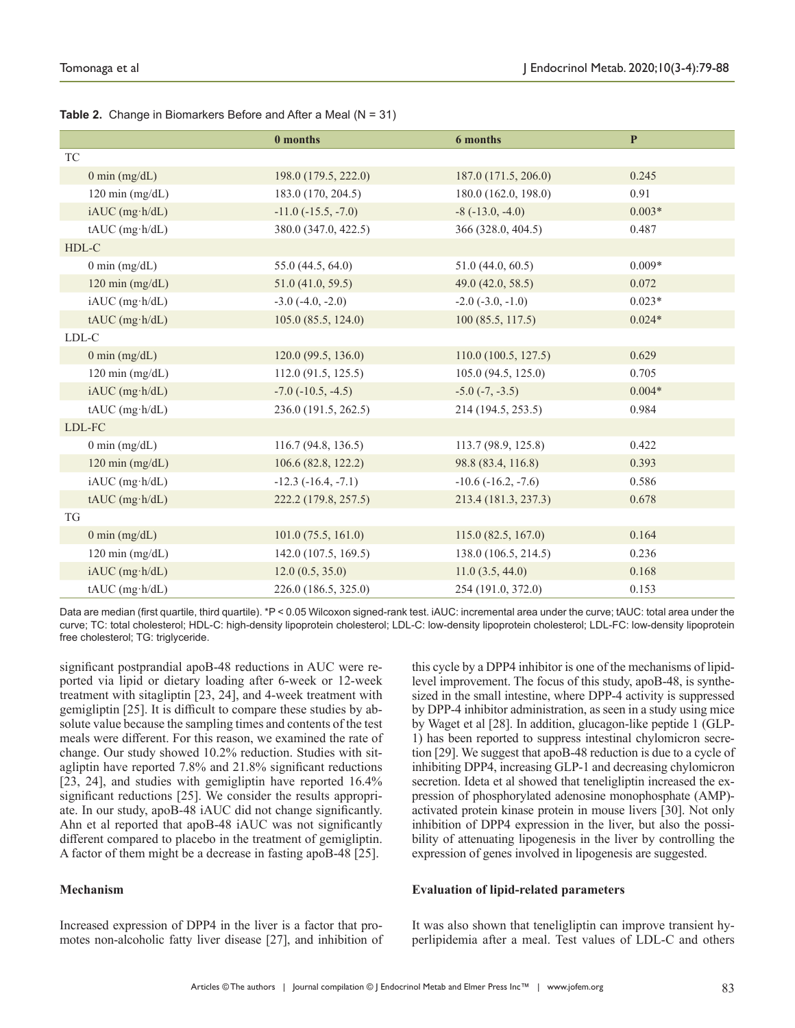**Table 2.** Change in Biomarkers Before and After a Meal (N = 31)

| | 0 months | 6 months | P |
|---|---|---|---|
| TC | | | |
| 0 min (mg/dL) | 198.0 (179.5, 222.0) | 187.0 (171.5, 206.0) | 0.245 |
| 120 min (mg/dL) | 183.0 (170, 204.5) | 180.0 (162.0, 198.0) | 0.91 |
| iAUC (mg·h/dL) | -11.0 (-15.5, -7.0) | -8 (-13.0, -4.0) | 0.003* |
| tAUC (mg·h/dL) | 380.0 (347.0, 422.5) | 366 (328.0, 404.5) | 0.487 |
| HDL-C | | | |
| 0 min (mg/dL) | 55.0 (44.5, 64.0) | 51.0 (44.0, 60.5) | 0.009* |
| 120 min (mg/dL) | 51.0 (41.0, 59.5) | 49.0 (42.0, 58.5) | 0.072 |
| iAUC (mg·h/dL) | -3.0 (-4.0, -2.0) | -2.0 (-3.0, -1.0) | 0.023* |
| tAUC (mg·h/dL) | 105.0 (85.5, 124.0) | 100 (85.5, 117.5) | 0.024* |
| LDL-C | | | |
| 0 min (mg/dL) | 120.0 (99.5, 136.0) | 110.0 (100.5, 127.5) | 0.629 |
| 120 min (mg/dL) | 112.0 (91.5, 125.5) | 105.0 (94.5, 125.0) | 0.705 |
| iAUC (mg·h/dL) | -7.0 (-10.5, -4.5) | -5.0 (-7, -3.5) | 0.004* |
| tAUC (mg·h/dL) | 236.0 (191.5, 262.5) | 214 (194.5, 253.5) | 0.984 |
| LDL-FC | | | |
| 0 min (mg/dL) | 116.7 (94.8, 136.5) | 113.7 (98.9, 125.8) | 0.422 |
| 120 min (mg/dL) | 106.6 (82.8, 122.2) | 98.8 (83.4, 116.8) | 0.393 |
| iAUC (mg·h/dL) | -12.3 (-16.4, -7.1) | -10.6 (-16.2, -7.6) | 0.586 |
| tAUC (mg·h/dL) | 222.2 (179.8, 257.5) | 213.4 (181.3, 237.3) | 0.678 |
| TG | | | |
| 0 min (mg/dL) | 101.0 (75.5, 161.0) | 115.0 (82.5, 167.0) | 0.164 |
| 120 min (mg/dL) | 142.0 (107.5, 169.5) | 138.0 (106.5, 214.5) | 0.236 |
| iAUC (mg·h/dL) | 12.0 (0.5, 35.0) | 11.0 (3.5, 44.0) | 0.168 |
| tAUC (mg·h/dL) | 226.0 (186.5, 325.0) | 254 (191.0, 372.0) | 0.153 |

Data are median (first quartile, third quartile). *P < 0.05 Wilcoxon signed-rank test. iAUC: incremental area under the curve; tAUC: total area under the curve; TC: total cholesterol; HDL-C: high-density lipoprotein cholesterol; LDL-C: low-density lipoprotein cholesterol; LDL-FC: low-density lipoprotein free cholesterol; TG: triglyceride.

significant postprandial apoB-48 reductions in AUC were reported via lipid or dietary loading after 6-week or 12-week treatment with sitagliptin [23, 24], and 4-week treatment with gemigliptin [25]. It is difficult to compare these studies by absolute value because the sampling times and contents of the test meals were different. For this reason, we examined the rate of change. Our study showed 10.2% reduction. Studies with sitagliptin have reported 7.8% and 21.8% significant reductions [23, 24], and studies with gemigliptin have reported 16.4% significant reductions [25]. We consider the results appropriate. In our study, apoB-48 iAUC did not change significantly. Ahn et al reported that apoB-48 iAUC was not significantly different compared to placebo in the treatment of gemigliptin. A factor of them might be a decrease in fasting apoB-48 [25].

### Mechanism

Increased expression of DPP4 in the liver is a factor that promotes non-alcoholic fatty liver disease [27], and inhibition of this cycle by a DPP4 inhibitor is one of the mechanisms of lipid-level improvement. The focus of this study, apoB-48, is synthesized in the small intestine, where DPP-4 activity is suppressed by DPP-4 inhibitor administration, as seen in a study using mice by Waget et al [28]. In addition, glucagon-like peptide 1 (GLP-1) has been reported to suppress intestinal chylomicron secretion [29]. We suggest that apoB-48 reduction is due to a cycle of inhibiting DPP4, increasing GLP-1 and decreasing chylomicron secretion. Ideta et al showed that teneligliptin increased the expression of phosphorylated adenosine monophosphate (AMP)-activated protein kinase protein in mouse livers [30]. Not only inhibition of DPP4 expression in the liver, but also the possibility of attenuating lipogenesis in the liver by controlling the expression of genes involved in lipogenesis are suggested.

### Evaluation of lipid-related parameters

It was also shown that teneligliptin can improve transient hyperlipidemia after a meal. Test values of LDL-C and others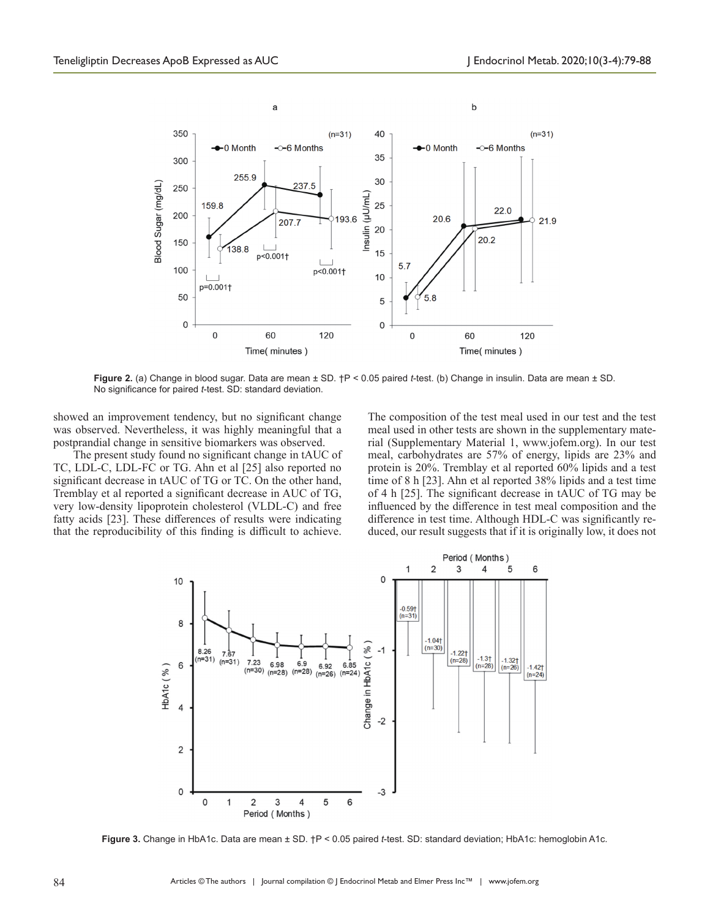**Figure 2.** (a) Change in blood sugar. Data are mean ± SD. †P < 0.05 paired *t*-test. (b) Change in insulin. Data are mean ± SD. No significance for paired *t*-test. SD: standard deviation.

showed an improvement tendency, but no significant change was observed. Nevertheless, it was highly meaningful that a postprandial change in sensitive biomarkers was observed.

The present study found no significant change in tAUC of TC, LDL-C, LDL-FC or TG. Ahn et al [25] also reported no significant decrease in tAUC of TG or TC. On the other hand, Tremblay et al reported a significant decrease in AUC of TG, very low-density lipoprotein cholesterol (VLDL-C) and free fatty acids [23]. These differences of results were indicating that the reproducibility of this finding is difficult to achieve. The composition of the test meal used in our test and the test meal used in other tests are shown in the supplementary material (Supplementary Material 1, www.jofem.org). In our test meal, carbohydrates are 57% of energy, lipids are 23% and protein is 20%. Tremblay et al reported 60% lipids and a test time of 8 h [23]. Ahn et al reported 38% lipids and a test time of 4 h [25]. The significant decrease in tAUC of TG may be influenced by the difference in test meal composition and the difference in test time. Although HDL-C was significantly reduced, our result suggests that if it is originally low, it does not

**Figure 3.** Change in HbA1c. Data are mean ± SD. †P < 0.05 paired *t*-test. SD: standard deviation; HbA1c: hemoglobin A1c.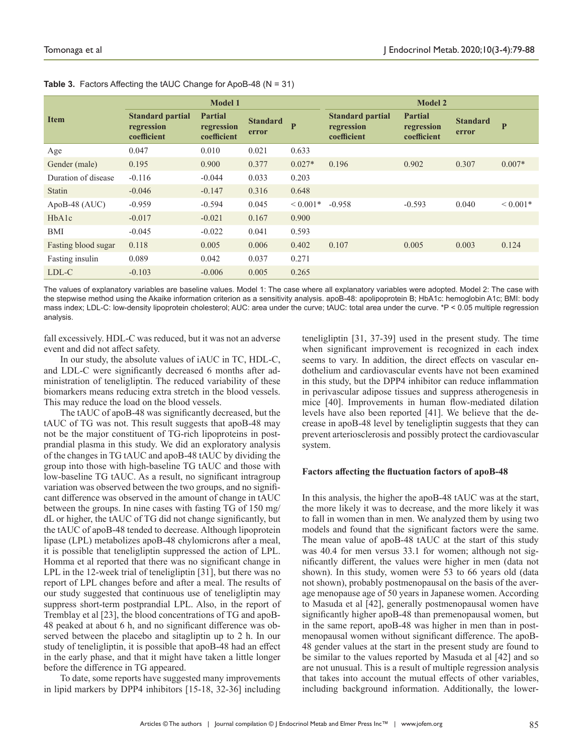**Table 3.** Factors Affecting the tAUC Change for ApoB-48 (N = 31)

| Item | Model 1 | | | | Model 2 | | | |
|---|---|---|---|---|---|---|---|---|
| | Standard partial regression coefficient | Partial regression coefficient | Standard error | P | Standard partial regression coefficient | Partial regression coefficient | Standard error | P |
| Age | 0.047 | 0.010 | 0.021 | 0.633 | | | | |
| Gender (male) | 0.195 | 0.900 | 0.377 | 0.027* | 0.196 | 0.902 | 0.307 | 0.007* |
| Duration of disease | -0.116 | -0.044 | 0.033 | 0.203 | | | | |
| Statin | -0.046 | -0.147 | 0.316 | 0.648 | | | | |
| ApoB-48 (AUC) | -0.959 | -0.594 | 0.045 | < 0.001* | -0.958 | -0.593 | 0.040 | < 0.001* |
| HbA1c | -0.017 | -0.021 | 0.167 | 0.900 | | | | |
| BMI | -0.045 | -0.022 | 0.041 | 0.593 | | | | |
| Fasting blood sugar | 0.118 | 0.005 | 0.006 | 0.402 | 0.107 | 0.005 | 0.003 | 0.124 |
| Fasting insulin | 0.089 | 0.042 | 0.037 | 0.271 | | | | |
| LDL-C | -0.103 | -0.006 | 0.005 | 0.265 | | | | |

The values of explanatory variables are baseline values. Model 1: The case where all explanatory variables were adopted. Model 2: The case with the stepwise method using the Akaike information criterion as a sensitivity analysis. apoB-48: apolipoprotein B; HbA1c: hemoglobin A1c; BMI: body mass index; LDL-C: low-density lipoprotein cholesterol; AUC: area under the curve; tAUC: total area under the curve. *P < 0.05 multiple regression analysis.

fall excessively. HDL-C was reduced, but it was not an adverse event and did not affect safety.

In our study, the absolute values of iAUC in TC, HDL-C, and LDL-C were significantly decreased 6 months after administration of teneligliptin. The reduced variability of these biomarkers means reducing extra stretch in the blood vessels. This may reduce the load on the blood vessels.

The tAUC of apoB-48 was significantly decreased, but the tAUC of TG was not. This result suggests that apoB-48 may not be the major constituent of TG-rich lipoproteins in postprandial plasma in this study. We did an exploratory analysis of the changes in TG tAUC and apoB-48 tAUC by dividing the group into those with high-baseline TG tAUC and those with low-baseline TG tAUC. As a result, no significant intragroup variation was observed between the two groups, and no significant difference was observed in the amount of change in tAUC between the groups. In nine cases with fasting TG of 150 mg/dL or higher, the tAUC of TG did not change significantly, but the tAUC of apoB-48 tended to decrease. Although lipoprotein lipase (LPL) metabolizes apoB-48 chylomicrons after a meal, it is possible that teneligliptin suppressed the action of LPL. Homma et al reported that there was no significant change in LPL in the 12-week trial of teneligliptin [31], but there was no report of LPL changes before and after a meal. The results of our study suggested that continuous use of teneligliptin may suppress short-term postprandial LPL. Also, in the report of Tremblay et al [23], the blood concentrations of TG and apoB-48 peaked at about 6 h, and no significant difference was observed between the placebo and sitagliptin up to 2 h. In our study of teneligliptin, it is possible that apoB-48 had an effect in the early phase, and that it might have taken a little longer before the difference in TG appeared.

To date, some reports have suggested many improvements in lipid markers by DPP4 inhibitors [15-18, 32-36] including teneligliptin [31, 37-39] used in the present study. The time when significant improvement is recognized in each index seems to vary. In addition, the direct effects on vascular endothelium and cardiovascular events have not been examined in this study, but the DPP4 inhibitor can reduce inflammation in perivascular adipose tissues and suppress atherogenesis in mice [40]. Improvements in human flow-mediated dilation levels have also been reported [41]. We believe that the decrease in apoB-48 level by teneligliptin suggests that they can prevent arteriosclerosis and possibly protect the cardiovascular system.

### Factors affecting the fluctuation factors of apoB-48

In this analysis, the higher the apoB-48 tAUC was at the start, the more likely it was to decrease, and the more likely it was to fall in women than in men. We analyzed them by using two models and found that the significant factors were the same. The mean value of apoB-48 tAUC at the start of this study was 40.4 for men versus 33.1 for women; although not significantly different, the values were higher in men (data not shown). In this study, women were 53 to 66 years old (data not shown), probably postmenopausal on the basis of the average menopause age of 50 years in Japanese women. According to Masuda et al [42], generally postmenopausal women have significantly higher apoB-48 than premenopausal women, but in the same report, apoB-48 was higher in men than in postmenopausal women without significant difference. The apoB-48 gender values at the start in the present study are found to be similar to the values reported by Masuda et al [42] and so are not unusual. This is a result of multiple regression analysis that takes into account the mutual effects of other variables, including background information. Additionally, the lower-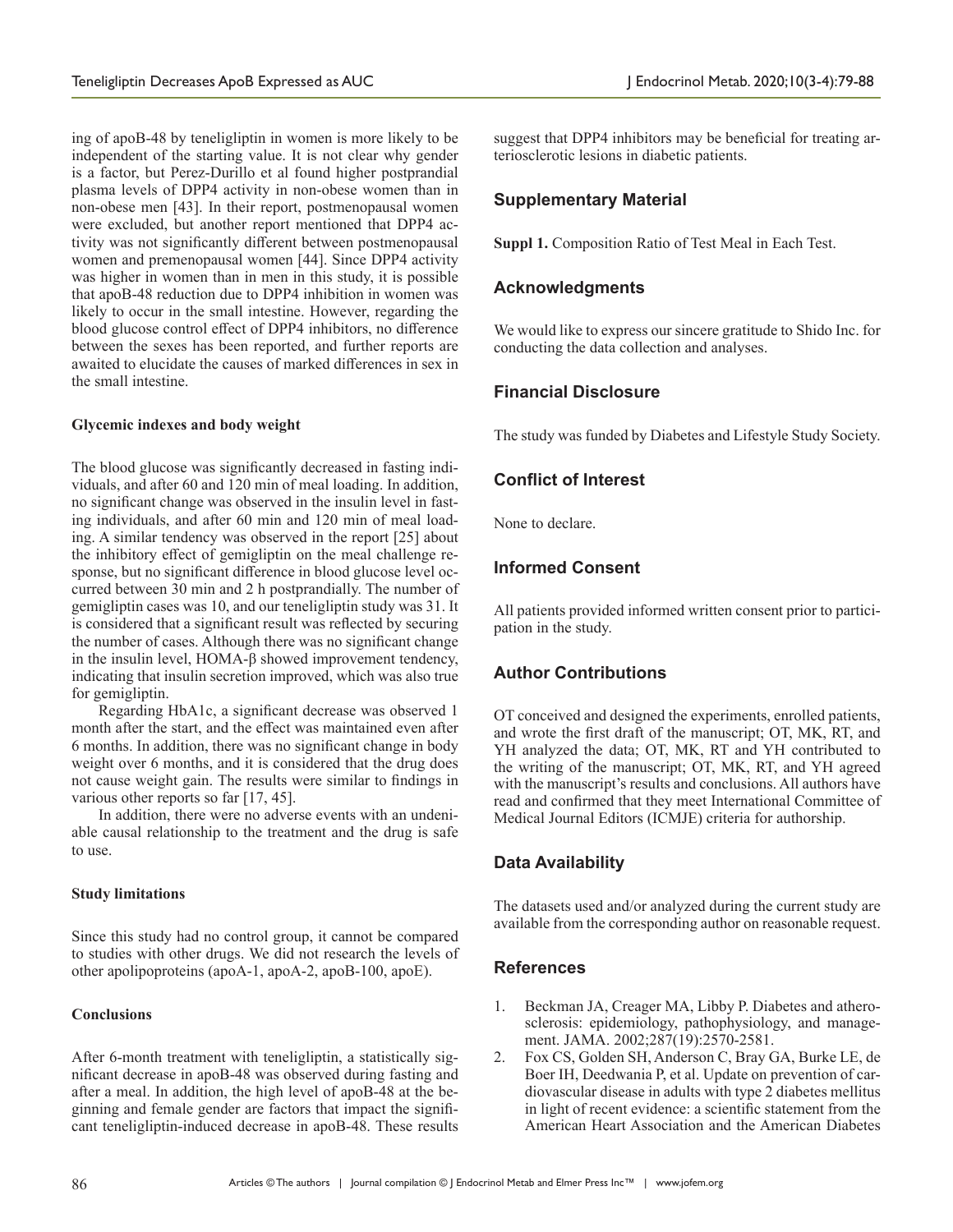ing of apoB-48 by teneligliptin in women is more likely to be independent of the starting value. It is not clear why gender is a factor, but Perez-Durillo et al found higher postprandial plasma levels of DPP4 activity in non-obese women than in non-obese men [43]. In their report, postmenopausal women were excluded, but another report mentioned that DPP4 activity was not significantly different between postmenopausal women and premenopausal women [44]. Since DPP4 activity was higher in women than in men in this study, it is possible that apoB-48 reduction due to DPP4 inhibition in women was likely to occur in the small intestine. However, regarding the blood glucose control effect of DPP4 inhibitors, no difference between the sexes has been reported, and further reports are awaited to elucidate the causes of marked differences in sex in the small intestine.

#### Glycemic indexes and body weight

The blood glucose was significantly decreased in fasting individuals, and after 60 and 120 min of meal loading. In addition, no significant change was observed in the insulin level in fasting individuals, and after 60 min and 120 min of meal loading. A similar tendency was observed in the report [25] about the inhibitory effect of gemigliptin on the meal challenge response, but no significant difference in blood glucose level occurred between 30 min and 2 h postprandially. The number of gemigliptin cases was 10, and our teneligliptin study was 31. It is considered that a significant result was reflected by securing the number of cases. Although there was no significant change in the insulin level, HOMA-β showed improvement tendency, indicating that insulin secretion improved, which was also true for gemigliptin.

Regarding HbA1c, a significant decrease was observed 1 month after the start, and the effect was maintained even after 6 months. In addition, there was no significant change in body weight over 6 months, and it is considered that the drug does not cause weight gain. The results were similar to findings in various other reports so far [17, 45].

In addition, there were no adverse events with an undeniable causal relationship to the treatment and the drug is safe to use.

#### Study limitations

Since this study had no control group, it cannot be compared to studies with other drugs. We did not research the levels of other apolipoproteins (apoA-1, apoA-2, apoB-100, apoE).

#### Conclusions

After 6-month treatment with teneligliptin, a statistically significant decrease in apoB-48 was observed during fasting and after a meal. In addition, the high level of apoB-48 at the beginning and female gender are factors that impact the significant teneligliptin-induced decrease in apoB-48. These results suggest that DPP4 inhibitors may be beneficial for treating arteriosclerotic lesions in diabetic patients.

## Supplementary Material

**Suppl 1.** Composition Ratio of Test Meal in Each Test.

## Acknowledgments

We would like to express our sincere gratitude to Shido Inc. for conducting the data collection and analyses.

## Financial Disclosure

The study was funded by Diabetes and Lifestyle Study Society.

## Conflict of Interest

None to declare.

## Informed Consent

All patients provided informed written consent prior to participation in the study.

## Author Contributions

OT conceived and designed the experiments, enrolled patients, and wrote the first draft of the manuscript; OT, MK, RT, and YH analyzed the data; OT, MK, RT and YH contributed to the writing of the manuscript; OT, MK, RT, and YH agreed with the manuscript's results and conclusions. All authors have read and confirmed that they meet International Committee of Medical Journal Editors (ICMJE) criteria for authorship.

## Data Availability

The datasets used and/or analyzed during the current study are available from the corresponding author on reasonable request.

## References

1. Beckman JA, Creager MA, Libby P. Diabetes and atherosclerosis: epidemiology, pathophysiology, and management. JAMA. 2002;287(19):2570-2581.
2. Fox CS, Golden SH, Anderson C, Bray GA, Burke LE, de Boer IH, Deedwania P, et al. Update on prevention of cardiovascular disease in adults with type 2 diabetes mellitus in light of recent evidence: a scientific statement from the American Heart Association and the American Diabetes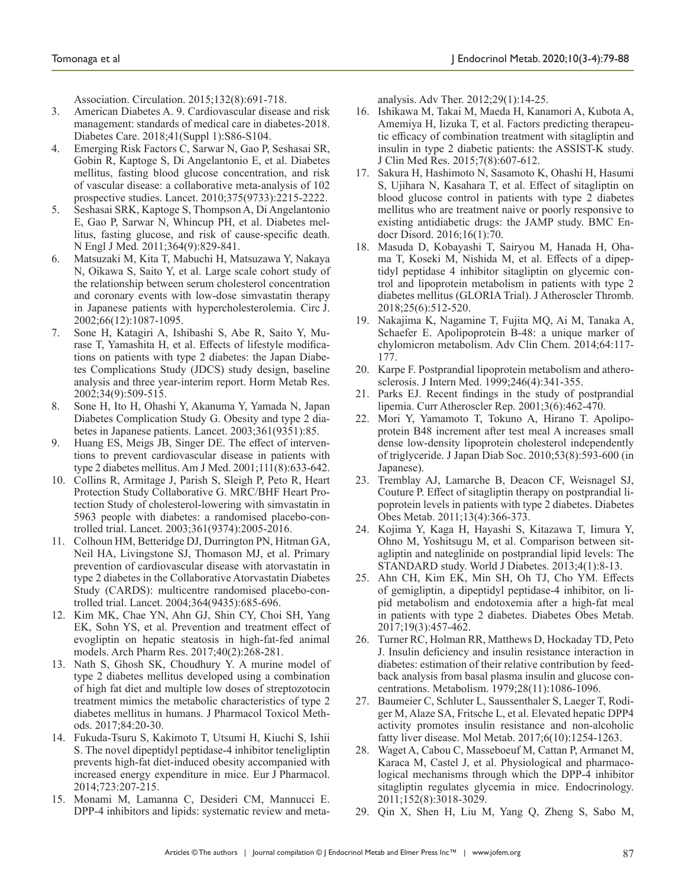Association. Circulation. 2015;132(8):691-718.

3. American Diabetes A. 9. Cardiovascular disease and risk management: standards of medical care in diabetes-2018. Diabetes Care. 2018;41(Suppl 1):S86-S104.
4. Emerging Risk Factors C, Sarwar N, Gao P, Seshasai SR, Gobin R, Kaptoge S, Di Angelantonio E, et al. Diabetes mellitus, fasting blood glucose concentration, and risk of vascular disease: a collaborative meta-analysis of 102 prospective studies. Lancet. 2010;375(9733):2215-2222.
5. Seshasai SRK, Kaptoge S, Thompson A, Di Angelantonio E, Gao P, Sarwar N, Whincup PH, et al. Diabetes mellitus, fasting glucose, and risk of cause-specific death. N Engl J Med. 2011;364(9):829-841.
6. Matsuzaki M, Kita T, Mabuchi H, Matsuzawa Y, Nakaya N, Oikawa S, Saito Y, et al. Large scale cohort study of the relationship between serum cholesterol concentration and coronary events with low-dose simvastatin therapy in Japanese patients with hypercholesterolemia. Circ J. 2002;66(12):1087-1095.
7. Sone H, Katagiri A, Ishibashi S, Abe R, Saito Y, Murase T, Yamashita H, et al. Effects of lifestyle modifications on patients with type 2 diabetes: the Japan Diabetes Complications Study (JDCS) study design, baseline analysis and three year-interim report. Horm Metab Res. 2002;34(9):509-515.
8. Sone H, Ito H, Ohashi Y, Akanuma Y, Yamada N, Japan Diabetes Complication Study G. Obesity and type 2 diabetes in Japanese patients. Lancet. 2003;361(9351):85.
9. Huang ES, Meigs JB, Singer DE. The effect of interventions to prevent cardiovascular disease in patients with type 2 diabetes mellitus. Am J Med. 2001;111(8):633-642.
10. Collins R, Armitage J, Parish S, Sleigh P, Peto R, Heart Protection Study Collaborative G. MRC/BHF Heart Protection Study of cholesterol-lowering with simvastatin in 5963 people with diabetes: a randomised placebo-controlled trial. Lancet. 2003;361(9374):2005-2016.
11. Colhoun HM, Betteridge DJ, Durrington PN, Hitman GA, Neil HA, Livingstone SJ, Thomason MJ, et al. Primary prevention of cardiovascular disease with atorvastatin in type 2 diabetes in the Collaborative Atorvastatin Diabetes Study (CARDS): multicentre randomised placebo-controlled trial. Lancet. 2004;364(9435):685-696.
12. Kim MK, Chae YN, Ahn GJ, Shin CY, Choi SH, Yang EK, Sohn YS, et al. Prevention and treatment effect of evogliptin on hepatic steatosis in high-fat-fed animal models. Arch Pharm Res. 2017;40(2):268-281.
13. Nath S, Ghosh SK, Choudhury Y. A murine model of type 2 diabetes mellitus developed using a combination of high fat diet and multiple low doses of streptozotocin treatment mimics the metabolic characteristics of type 2 diabetes mellitus in humans. J Pharmacol Toxicol Methods. 2017;84:20-30.
14. Fukuda-Tsuru S, Kakimoto T, Utsumi H, Kiuchi S, Ishii S. The novel dipeptidyl peptidase-4 inhibitor teneligliptin prevents high-fat diet-induced obesity accompanied with increased energy expenditure in mice. Eur J Pharmacol. 2014;723:207-215.
15. Monami M, Lamanna C, Desideri CM, Mannucci E. DPP-4 inhibitors and lipids: systematic review and meta-analysis. Adv Ther. 2012;29(1):14-25.
16. Ishikawa M, Takai M, Maeda H, Kanamori A, Kubota A, Amemiya H, Iizuka T, et al. Factors predicting therapeutic efficacy of combination treatment with sitagliptin and insulin in type 2 diabetic patients: the ASSIST-K study. J Clin Med Res. 2015;7(8):607-612.
17. Sakura H, Hashimoto N, Sasamoto K, Ohashi H, Hasumi S, Ujihara N, Kasahara T, et al. Effect of sitagliptin on blood glucose control in patients with type 2 diabetes mellitus who are treatment naive or poorly responsive to existing antidiabetic drugs: the JAMP study. BMC Endocr Disord. 2016;16(1):70.
18. Masuda D, Kobayashi T, Sairyou M, Hanada H, Ohama T, Koseki M, Nishida M, et al. Effects of a dipeptidyl peptidase 4 inhibitor sitagliptin on glycemic control and lipoprotein metabolism in patients with type 2 diabetes mellitus (GLORIA Trial). J Atheroscler Thromb. 2018;25(6):512-520.
19. Nakajima K, Nagamine T, Fujita MQ, Ai M, Tanaka A, Schaefer E. Apolipoprotein B-48: a unique marker of chylomicron metabolism. Adv Clin Chem. 2014;64:117-177.
20. Karpe F. Postprandial lipoprotein metabolism and atherosclerosis. J Intern Med. 1999;246(4):341-355.
21. Parks EJ. Recent findings in the study of postprandial lipemia. Curr Atheroscler Rep. 2001;3(6):462-470.
22. Mori Y, Yamamoto T, Tokuno A, Hirano T. Apolipoprotein B48 increment after test meal A increases small dense low-density lipoprotein cholesterol independently of triglyceride. J Japan Diab Soc. 2010;53(8):593-600 (in Japanese).
23. Tremblay AJ, Lamarche B, Deacon CF, Weisnagel SJ, Couture P. Effect of sitagliptin therapy on postprandial lipoprotein levels in patients with type 2 diabetes. Diabetes Obes Metab. 2011;13(4):366-373.
24. Kojima Y, Kaga H, Hayashi S, Kitazawa T, Iimura Y, Ohno M, Yoshitsugu M, et al. Comparison between sitagliptin and nateglinide on postprandial lipid levels: The STANDARD study. World J Diabetes. 2013;4(1):8-13.
25. Ahn CH, Kim EK, Min SH, Oh TJ, Cho YM. Effects of gemigliptin, a dipeptidyl peptidase-4 inhibitor, on lipid metabolism and endotoxemia after a high-fat meal in patients with type 2 diabetes. Diabetes Obes Metab. 2017;19(3):457-462.
26. Turner RC, Holman RR, Matthews D, Hockaday TD, Peto J. Insulin deficiency and insulin resistance interaction in diabetes: estimation of their relative contribution by feedback analysis from basal plasma insulin and glucose concentrations. Metabolism. 1979;28(11):1086-1096.
27. Baumeier C, Schluter L, Saussenthaler S, Laeger T, Rodiger M, Alaze SA, Fritsche L, et al. Elevated hepatic DPP4 activity promotes insulin resistance and non-alcoholic fatty liver disease. Mol Metab. 2017;6(10):1254-1263.
28. Waget A, Cabou C, Masseboeuf M, Cattan P, Armanet M, Karaca M, Castel J, et al. Physiological and pharmacological mechanisms through which the DPP-4 inhibitor sitagliptin regulates glycemia in mice. Endocrinology. 2011;152(8):3018-3029.
29. Qin X, Shen H, Liu M, Yang Q, Zheng S, Sabo M,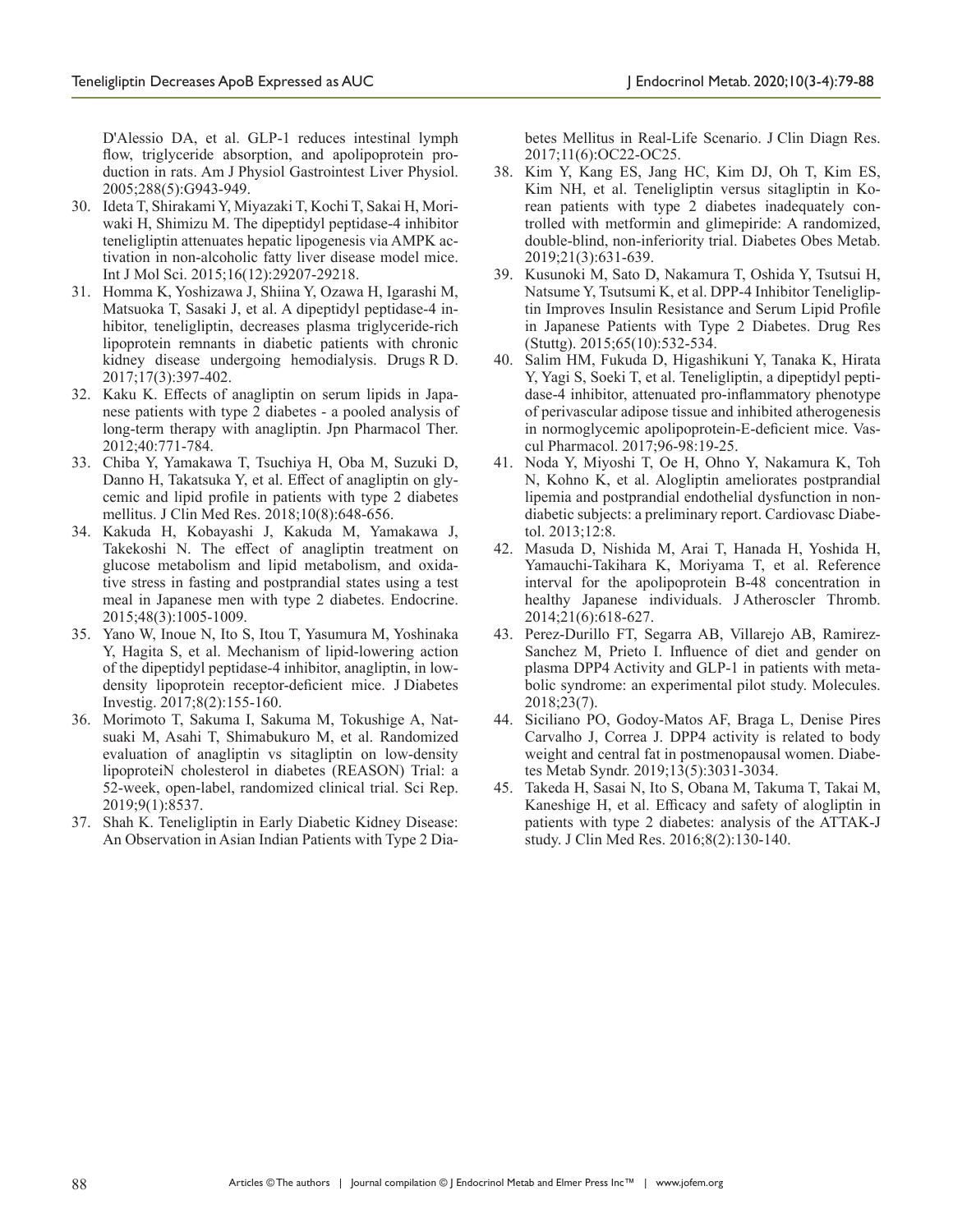D'Alessio DA, et al. GLP-1 reduces intestinal lymph flow, triglyceride absorption, and apolipoprotein production in rats. Am J Physiol Gastrointest Liver Physiol. 2005;288(5):G943-949.

30. Ideta T, Shirakami Y, Miyazaki T, Kochi T, Sakai H, Moriwaki H, Shimizu M. The dipeptidyl peptidase-4 inhibitor teneligliptin attenuates hepatic lipogenesis via AMPK activation in non-alcoholic fatty liver disease model mice. Int J Mol Sci. 2015;16(12):29207-29218.
31. Homma K, Yoshizawa J, Shiina Y, Ozawa H, Igarashi M, Matsuoka T, Sasaki J, et al. A dipeptidyl peptidase-4 inhibitor, teneligliptin, decreases plasma triglyceride-rich lipoprotein remnants in diabetic patients with chronic kidney disease undergoing hemodialysis. Drugs R D. 2017;17(3):397-402.
32. Kaku K. Effects of anagliptin on serum lipids in Japanese patients with type 2 diabetes - a pooled analysis of long-term therapy with anagliptin. Jpn Pharmacol Ther. 2012;40:771-784.
33. Chiba Y, Yamakawa T, Tsuchiya H, Oba M, Suzuki D, Danno H, Takatsuka Y, et al. Effect of anagliptin on glycemic and lipid profile in patients with type 2 diabetes mellitus. J Clin Med Res. 2018;10(8):648-656.
34. Kakuda H, Kobayashi J, Kakuda M, Yamakawa J, Takekoshi N. The effect of anagliptin treatment on glucose metabolism and lipid metabolism, and oxidative stress in fasting and postprandial states using a test meal in Japanese men with type 2 diabetes. Endocrine. 2015;48(3):1005-1009.
35. Yano W, Inoue N, Ito S, Itou T, Yasumura M, Yoshinaka Y, Hagita S, et al. Mechanism of lipid-lowering action of the dipeptidyl peptidase-4 inhibitor, anagliptin, in low-density lipoprotein receptor-deficient mice. J Diabetes Investig. 2017;8(2):155-160.
36. Morimoto T, Sakuma I, Sakuma M, Tokushige A, Natsuaki M, Asahi T, Shimabukuro M, et al. Randomized evaluation of anagliptin vs sitagliptin on low-density lipoproteiN cholesterol in diabetes (REASON) Trial: a 52-week, open-label, randomized clinical trial. Sci Rep. 2019;9(1):8537.
37. Shah K. Teneligliptin in Early Diabetic Kidney Disease: An Observation in Asian Indian Patients with Type 2 Diabetes Mellitus in Real-Life Scenario. J Clin Diagn Res. 2017;11(6):OC22-OC25.
38. Kim Y, Kang ES, Jang HC, Kim DJ, Oh T, Kim ES, Kim NH, et al. Teneligliptin versus sitagliptin in Korean patients with type 2 diabetes inadequately controlled with metformin and glimepiride: A randomized, double-blind, non-inferiority trial. Diabetes Obes Metab. 2019;21(3):631-639.
39. Kusunoki M, Sato D, Nakamura T, Oshida Y, Tsutsui H, Natsume Y, Tsutsumi K, et al. DPP-4 Inhibitor Teneligliptin Improves Insulin Resistance and Serum Lipid Profile in Japanese Patients with Type 2 Diabetes. Drug Res (Stuttg). 2015;65(10):532-534.
40. Salim HM, Fukuda D, Higashikuni Y, Tanaka K, Hirata Y, Yagi S, Soeki T, et al. Teneligliptin, a dipeptidyl peptidase-4 inhibitor, attenuated pro-inflammatory phenotype of perivascular adipose tissue and inhibited atherogenesis in normoglycemic apolipoprotein-E-deficient mice. Vascul Pharmacol. 2017;96-98:19-25.
41. Noda Y, Miyoshi T, Oe H, Ohno Y, Nakamura K, Toh N, Kohno K, et al. Alogliptin ameliorates postprandial lipemia and postprandial endothelial dysfunction in non-diabetic subjects: a preliminary report. Cardiovasc Diabetol. 2013;12:8.
42. Masuda D, Nishida M, Arai T, Hanada H, Yoshida H, Yamauchi-Takihara K, Moriyama T, et al. Reference interval for the apolipoprotein B-48 concentration in healthy Japanese individuals. J Atheroscler Thromb. 2014;21(6):618-627.
43. Perez-Durillo FT, Segarra AB, Villarejo AB, Ramirez-Sanchez M, Prieto I. Influence of diet and gender on plasma DPP4 Activity and GLP-1 in patients with metabolic syndrome: an experimental pilot study. Molecules. 2018;23(7).
44. Siciliano PO, Godoy-Matos AF, Braga L, Denise Pires Carvalho J, Correa J. DPP4 activity is related to body weight and central fat in postmenopausal women. Diabetes Metab Syndr. 2019;13(5):3031-3034.
45. Takeda H, Sasai N, Ito S, Obana M, Takuma T, Takai M, Kaneshige H, et al. Efficacy and safety of alogliptin in patients with type 2 diabetes: analysis of the ATTAK-J study. J Clin Med Res. 2016;8(2):130-140.